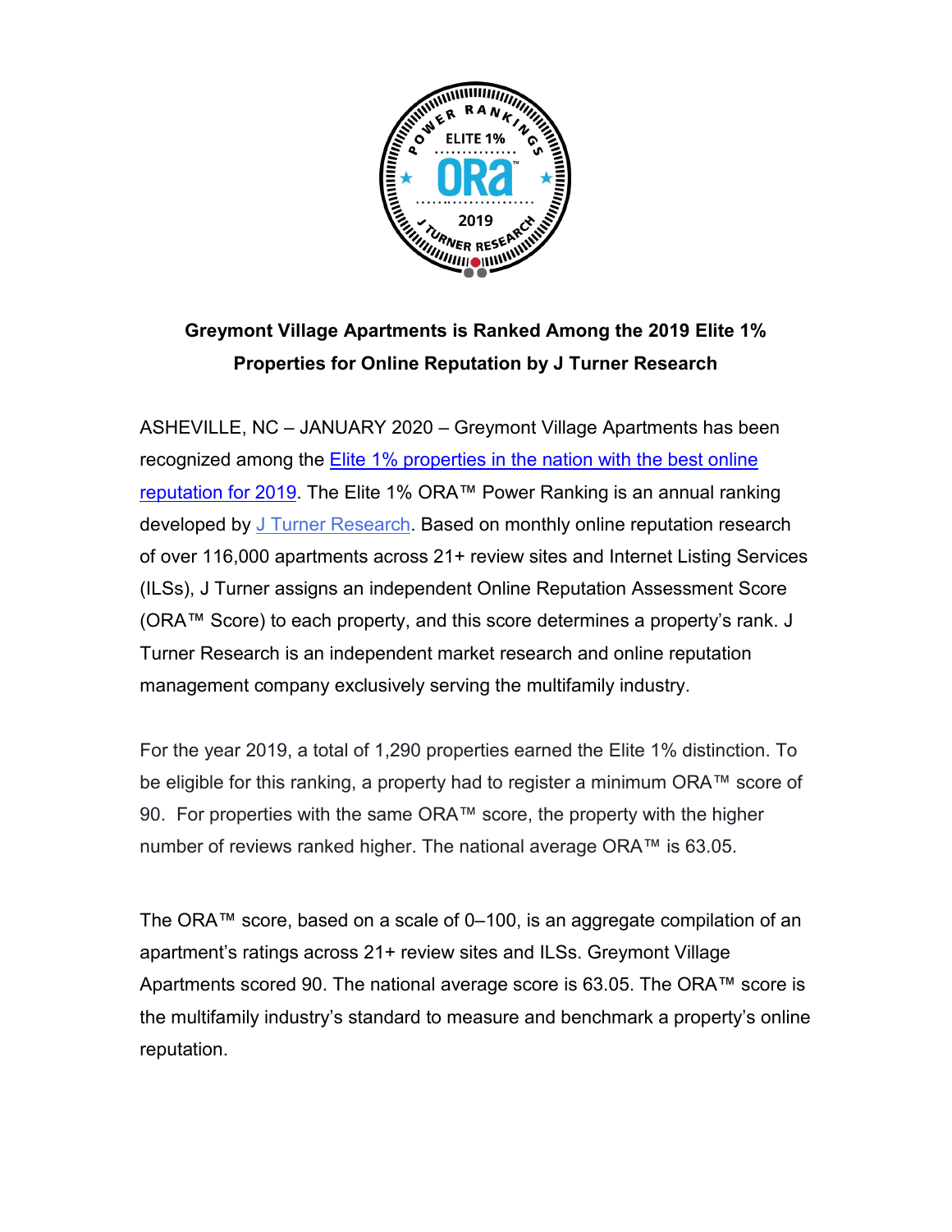**Greymont Village Apartments is Ranked Among the 2019 Elite 1% Properties for Online Reputation by J Turner Research**

ASHEVILLE, NC – JANUARY 2020 – Greymont Village Apartments has been recognized among the Elite 1% properties in the nation with the best online reputation for 2019. The Elite 1% ORA™ Power Ranking is an annual ranking developed by J Turner Research. Based on monthly online reputation research of over 116,000 apartments across 21+ review sites and Internet Listing Services (ILSs), J Turner assigns an independent Online Reputation Assessment Score (ORA™ Score) to each property, and this score determines a property's rank. J Turner Research is an independent market research and online reputation management company exclusively serving the multifamily industry.

For the year 2019, a total of 1,290 properties earned the Elite 1% distinction. To be eligible for this ranking, a property had to register a minimum ORA™ score of 90. For properties with the same ORA™ score, the property with the higher number of reviews ranked higher. The national average ORA™ is 63.05.

The ORA™ score, based on a scale of 0–100, is an aggregate compilation of an apartment's ratings across 21+ review sites and ILSs. Greymont Village Apartments scored 90. The national average score is 63.05. The ORA™ score is the multifamily industry's standard to measure and benchmark a property's online reputation.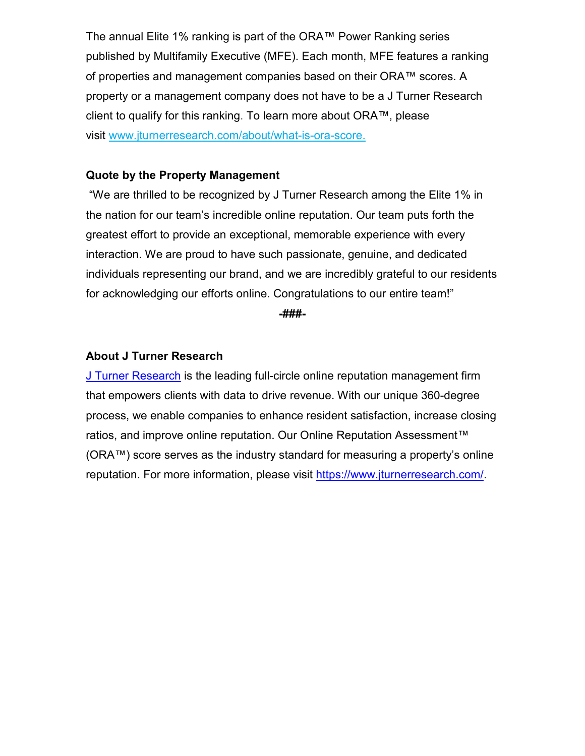The annual Elite 1% ranking is part of the ORA™ Power Ranking series published by Multifamily Executive (MFE). Each month, MFE features a ranking of properties and management companies based on their ORA™ scores. A property or a management company does not have to be a J Turner Research client to qualify for this ranking. To learn more about ORA™, please visit [www.jturnerresearch.com/about/what-is-ora-score.](www.jturnerresearch.com/about/what-is-ora-score.)

**Quote by the Property Management**

"We are thrilled to be recognized by J Turner Research among the Elite 1% in the nation for our team's incredible online reputation. Our team puts forth the greatest effort to provide an exceptional, memorable experience with every interaction. We are proud to have such passionate, genuine, and dedicated individuals representing our brand, and we are incredibly grateful to our residents for acknowledging our efforts online. Congratulations to our entire team!"

**-###-**

**About J Turner Research**

[J Turner Research](https://www.jturnerresearch.com/) is the leading full-circle online reputation management firm that empowers clients with data to drive revenue. With our unique 360-degree process, we enable companies to enhance resident satisfaction, increase closing ratios, and improve online reputation. Our Online Reputation Assessment™ (ORA™) score serves as the industry standard for measuring a property's online reputation. For more information, please visit [https://www.jturnerresearch.com/](https://www.jturnerresearch.com/).